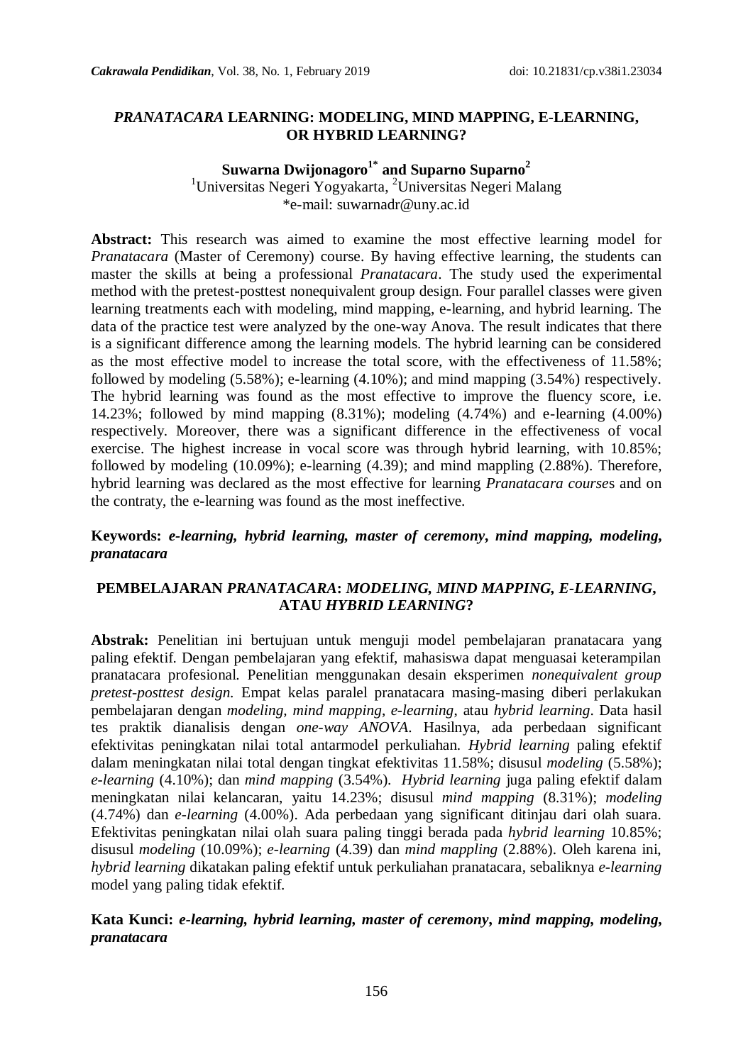# *PRANATACARA* LEARNING: MODELING, MIND MAPPING, E-LEARNING, OR HYBRID LEARNING?

**Suwarna Dwijonagoro[1*] and Suparno Suparno[2]**

[1]Universitas Negeri Yogyakarta, [2]Universitas Negeri Malang

*e-mail: suwarnadr@uny.ac.id

**Abstract:** This research was aimed to examine the most effective learning model for *Pranatacara* (Master of Ceremony) course. By having effective learning, the students can master the skills at being a professional *Pranatacara*. The study used the experimental method with the pretest-posttest nonequivalent group design. Four parallel classes were given learning treatments each with modeling, mind mapping, e-learning, and hybrid learning. The data of the practice test were analyzed by the one-way Anova. The result indicates that there is a significant difference among the learning models. The hybrid learning can be considered as the most effective model to increase the total score, with the effectiveness of 11.58%; followed by modeling (5.58%); e-learning (4.10%); and mind mapping (3.54%) respectively. The hybrid learning was found as the most effective to improve the fluency score, i.e. 14.23%; followed by mind mapping (8.31%); modeling (4.74%) and e-learning (4.00%) respectively. Moreover, there was a significant difference in the effectiveness of vocal exercise. The highest increase in vocal score was through hybrid learning, with 10.85%; followed by modeling (10.09%); e-learning (4.39); and mind mappling (2.88%). Therefore, hybrid learning was declared as the most effective for learning *Pranatacara courses* and on the contraty, the e-learning was found as the most ineffective.

**Keywords:** *e-learning, hybrid learning, master of ceremony, mind mapping, modeling, pranatacara*

# PEMBELAJARAN *PRANATACARA*: *MODELING, MIND MAPPING, E-LEARNING*, ATAU *HYBRID LEARNING*?

**Abstrak:** Penelitian ini bertujuan untuk menguji model pembelajaran pranatacara yang paling efektif. Dengan pembelajaran yang efektif, mahasiswa dapat menguasai keterampilan pranatacara profesional. Penelitian menggunakan desain eksperimen *nonequivalent group pretest-posttest design.* Empat kelas paralel pranatacara masing-masing diberi perlakukan pembelajaran dengan *modeling, mind mapping, e-learning*, atau *hybrid learning*. Data hasil tes praktik dianalisis dengan *one-way ANOVA*. Hasilnya, ada perbedaan significant efektivitas peningkatan nilai total antarmodel perkuliahan. *Hybrid learning* paling efektif dalam meningkatan nilai total dengan tingkat efektivitas 11.58%; disusul *modeling* (5.58%); *e-learning* (4.10%); dan *mind mapping* (3.54%). *Hybrid learning* juga paling efektif dalam meningkatan nilai kelancaran, yaitu 14.23%; disusul *mind mapping* (8.31%); *modeling* (4.74%) dan *e-learning* (4.00%). Ada perbedaan yang significant ditinjau dari olah suara. Efektivitas peningkatan nilai olah suara paling tinggi berada pada *hybrid learning* 10.85%; disusul *modeling* (10.09%); *e-learning* (4.39) dan *mind mappling* (2.88%). Oleh karena ini, *hybrid learning* dikatakan paling efektif untuk perkuliahan pranatacara, sebaliknya *e-learning* model yang paling tidak efektif.

**Kata Kunci:** *e-learning, hybrid learning, master of ceremony, mind mapping, modeling, pranatacara*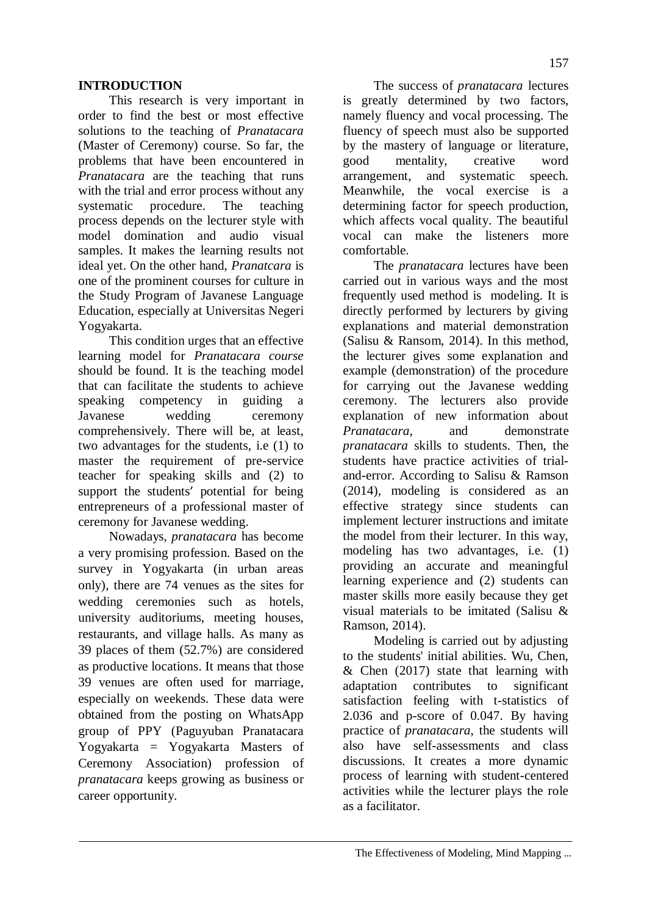## INTRODUCTION

This research is very important in order to find the best or most effective solutions to the teaching of *Pranatacara* (Master of Ceremony) course. So far, the problems that have been encountered in *Pranatacara* are the teaching that runs with the trial and error process without any systematic procedure. The teaching process depends on the lecturer style with model domination and audio visual samples. It makes the learning results not ideal yet. On the other hand, *Pranatcara* is one of the prominent courses for culture in the Study Program of Javanese Language Education, especially at Universitas Negeri Yogyakarta.

This condition urges that an effective learning model for *Pranatacara course* should be found. It is the teaching model that can facilitate the students to achieve speaking competency in guiding a Javanese wedding ceremony comprehensively. There will be, at least, two advantages for the students, i.e (1) to master the requirement of pre-service teacher for speaking skills and (2) to support the students′ potential for being entrepreneurs of a professional master of ceremony for Javanese wedding.

Nowadays, *pranatacara* has become a very promising profession. Based on the survey in Yogyakarta (in urban areas only), there are 74 venues as the sites for wedding ceremonies such as hotels, university auditoriums, meeting houses, restaurants, and village halls. As many as 39 places of them (52.7%) are considered as productive locations. It means that those 39 venues are often used for marriage, especially on weekends. These data were obtained from the posting on WhatsApp group of PPY (Paguyuban Pranatacara Yogyakarta = Yogyakarta Masters of Ceremony Association) profession of *pranatacara* keeps growing as business or career opportunity.

The success of *pranatacara* lectures is greatly determined by two factors, namely fluency and vocal processing. The fluency of speech must also be supported by the mastery of language or literature, good mentality, creative word arrangement, and systematic speech. Meanwhile, the vocal exercise is a determining factor for speech production, which affects vocal quality. The beautiful vocal can make the listeners more comfortable.

The *pranatacara* lectures have been carried out in various ways and the most frequently used method is modeling. It is directly performed by lecturers by giving explanations and material demonstration (Salisu & Ransom, 2014). In this method, the lecturer gives some explanation and example (demonstration) of the procedure for carrying out the Javanese wedding ceremony. The lecturers also provide explanation of new information about *Pranatacara*, and demonstrate *pranatacara* skills to students. Then, the students have practice activities of trial-and-error. According to Salisu & Ramson (2014), modeling is considered as an effective strategy since students can implement lecturer instructions and imitate the model from their lecturer. In this way, modeling has two advantages, i.e. (1) providing an accurate and meaningful learning experience and (2) students can master skills more easily because they get visual materials to be imitated (Salisu & Ramson, 2014).

Modeling is carried out by adjusting to the students' initial abilities. Wu, Chen, & Chen (2017) state that learning with adaptation contributes to significant satisfaction feeling with t-statistics of 2.036 and p-score of 0.047. By having practice of *pranatacara*, the students will also have self-assessments and class discussions. It creates a more dynamic process of learning with student-centered activities while the lecturer plays the role as a facilitator.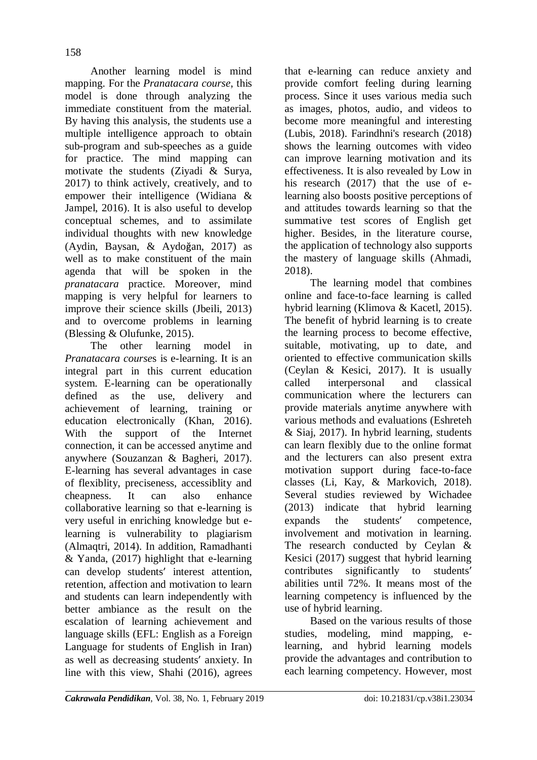Another learning model is mind mapping. For the *Pranatacara course*, this model is done through analyzing the immediate constituent from the material. By having this analysis, the students use a multiple intelligence approach to obtain sub-program and sub-speeches as a guide for practice. The mind mapping can motivate the students (Ziyadi & Surya, 2017) to think actively, creatively, and to empower their intelligence (Widiana & Jampel, 2016). It is also useful to develop conceptual schemes, and to assimilate individual thoughts with new knowledge (Aydin, Baysan, & Aydoğan, 2017) as well as to make constituent of the main agenda that will be spoken in the *pranatacara* practice. Moreover, mind mapping is very helpful for learners to improve their science skills (Jbeili, 2013) and to overcome problems in learning (Blessing & Olufunke, 2015).

The other learning model in *Pranatacara course*s is e-learning. It is an integral part in this current education system. E-learning can be operationally defined as the use, delivery and achievement of learning, training or education electronically (Khan, 2016). With the support of the Internet connection, it can be accessed anytime and anywhere (Souzanzan & Bagheri, 2017). E-learning has several advantages in case of flexiblity, preciseness, accessiblity and cheapness. It can also enhance collaborative learning so that e-learning is very useful in enriching knowledge but e-learning is vulnerability to plagiarism (Almaqtri, 2014). In addition, Ramadhanti & Yanda, (2017) highlight that e-learning can develop students′ interest attention, retention, affection and motivation to learn and students can learn independently with better ambiance as the result on the escalation of learning achievement and language skills (EFL: English as a Foreign Language for students of English in Iran) as well as decreasing students′ anxiety. In line with this view, Shahi (2016), agrees that e-learning can reduce anxiety and provide comfort feeling during learning process. Since it uses various media such as images, photos, audio, and videos to become more meaningful and interesting (Lubis, 2018). Farindhni's research (2018) shows the learning outcomes with video can improve learning motivation and its effectiveness. It is also revealed by Low in his research (2017) that the use of e-learning also boosts positive perceptions of and attitudes towards learning so that the summative test scores of English get higher. Besides, in the literature course, the application of technology also supports the mastery of language skills (Ahmadi, 2018).

The learning model that combines online and face-to-face learning is called hybrid learning (Klimova & Kacetl, 2015). The benefit of hybrid learning is to create the learning process to become effective, suitable, motivating, up to date, and oriented to effective communication skills (Ceylan & Kesici, 2017). It is usually called interpersonal and classical communication where the lecturers can provide materials anytime anywhere with various methods and evaluations (Eshreteh & Siaj, 2017). In hybrid learning, students can learn flexibly due to the online format and the lecturers can also present extra motivation support during face-to-face classes (Li, Kay, & Markovich, 2018). Several studies reviewed by Wichadee (2013) indicate that hybrid learning expands the students′ competence, involvement and motivation in learning. The research conducted by Ceylan & Kesici (2017) suggest that hybrid learning contributes significantly to students′ abilities until 72%. It means most of the learning competency is influenced by the use of hybrid learning.

Based on the various results of those studies, modeling, mind mapping, e-learning, and hybrid learning models provide the advantages and contribution to each learning competency. However, most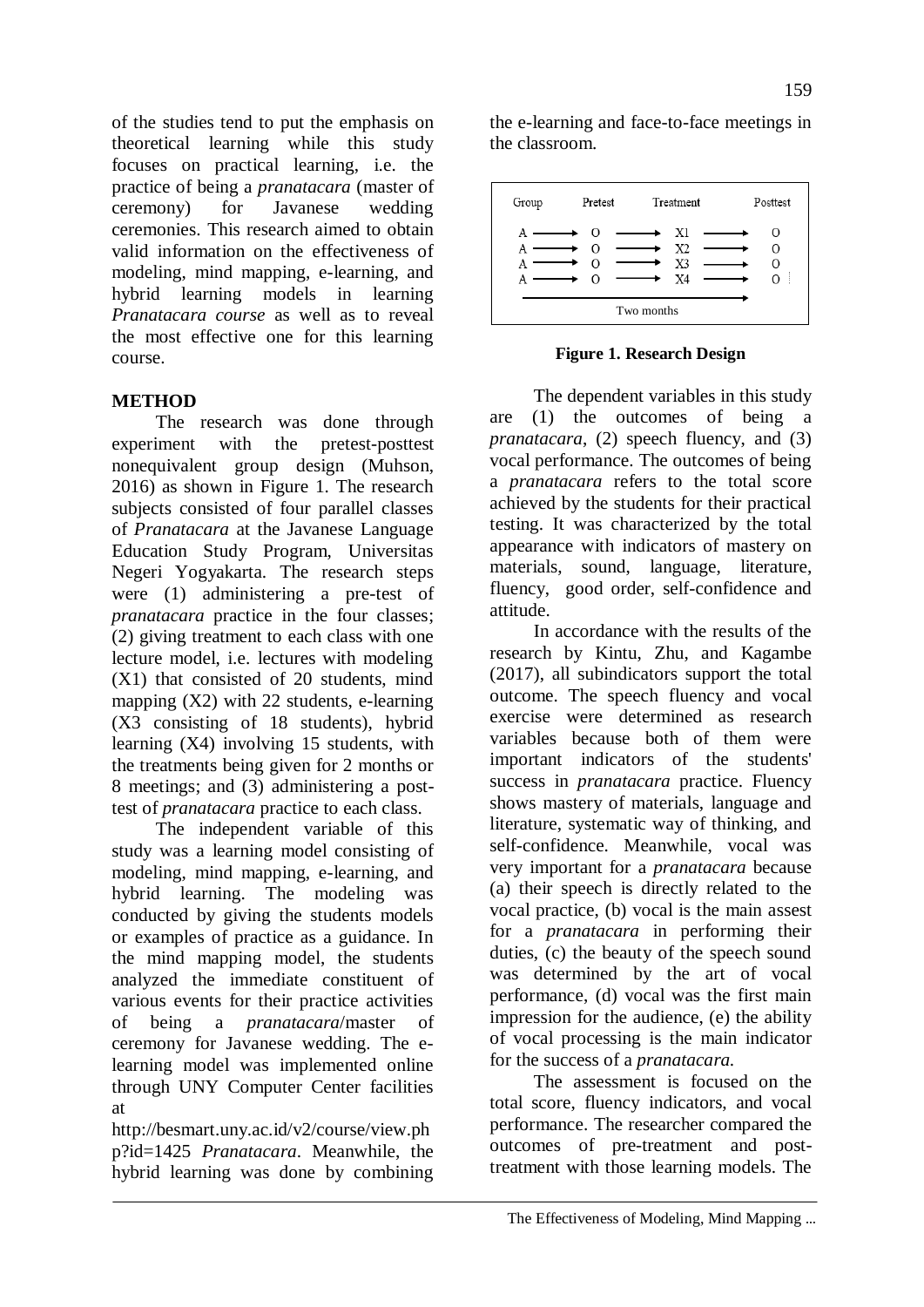of the studies tend to put the emphasis on theoretical learning while this study focuses on practical learning, i.e. the practice of being a *pranatacara* (master of ceremony) for Javanese wedding ceremonies. This research aimed to obtain valid information on the effectiveness of modeling, mind mapping, e-learning, and hybrid learning models in learning *Pranatacara course* as well as to reveal the most effective one for this learning course.

## METHOD

The research was done through experiment with the pretest-posttest nonequivalent group design (Muhson, 2016) as shown in Figure 1. The research subjects consisted of four parallel classes of *Pranatacara* at the Javanese Language Education Study Program, Universitas Negeri Yogyakarta. The research steps were (1) administering a pre-test of *pranatacara* practice in the four classes; (2) giving treatment to each class with one lecture model, i.e. lectures with modeling (X1) that consisted of 20 students, mind mapping (X2) with 22 students, e-learning (X3 consisting of 18 students), hybrid learning (X4) involving 15 students, with the treatments being given for 2 months or 8 meetings; and (3) administering a post-test of *pranatacara* practice to each class.

The independent variable of this study was a learning model consisting of modeling, mind mapping, e-learning, and hybrid learning. The modeling was conducted by giving the students models or examples of practice as a guidance. In the mind mapping model, the students analyzed the immediate constituent of various events for their practice activities of being a *pranatacara*/master of ceremony for Javanese wedding. The e-learning model was implemented online through UNY Computer Center facilities at http://besmart.uny.ac.id/v2/course/view.php?id=1425 *Pranatacara*. Meanwhile, the hybrid learning was done by combining the e-learning and face-to-face meetings in the classroom.

| Group | | Pretest | | Treatment | | Posttest |
|---|---|---|---|---|---|---|
| A | → | O | → | X1 | → | O |
| A | → | O | → | X2 | → | O |
| A | → | O | → | X3 | → | O |
| A | → | O | → | X4 | → | O |
| Two months | | | | | | |

**Figure 1. Research Design**

The dependent variables in this study are (1) the outcomes of being a *pranatacara*, (2) speech fluency, and (3) vocal performance. The outcomes of being a *pranatacara* refers to the total score achieved by the students for their practical testing. It was characterized by the total appearance with indicators of mastery on materials, sound, language, literature, fluency, good order, self-confidence and attitude.

In accordance with the results of the research by Kintu, Zhu, and Kagambe (2017), all subindicators support the total outcome. The speech fluency and vocal exercise were determined as research variables because both of them were important indicators of the students' success in *pranatacara* practice. Fluency shows mastery of materials, language and literature, systematic way of thinking, and self-confidence. Meanwhile, vocal was very important for a *pranatacara* because (a) their speech is directly related to the vocal practice, (b) vocal is the main assest for a *pranatacara* in performing their duties, (c) the beauty of the speech sound was determined by the art of vocal performance, (d) vocal was the first main impression for the audience, (e) the ability of vocal processing is the main indicator for the success of a *pranatacara.*

The assessment is focused on the total score, fluency indicators, and vocal performance. The researcher compared the outcomes of pre-treatment and post-treatment with those learning models. The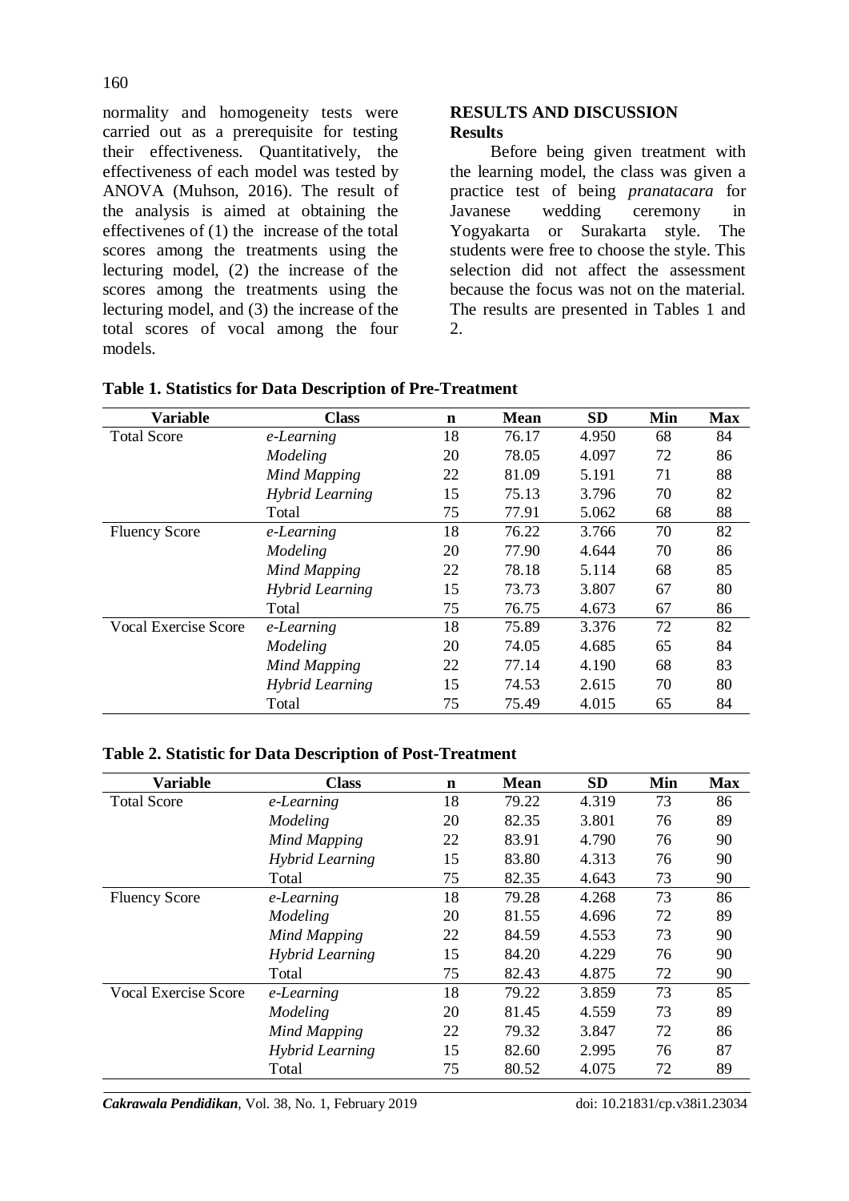normality and homogeneity tests were carried out as a prerequisite for testing their effectiveness. Quantitatively, the effectiveness of each model was tested by ANOVA (Muhson, 2016). The result of the analysis is aimed at obtaining the effectivenes of (1) the increase of the total scores among the treatments using the lecturing model, (2) the increase of the scores among the treatments using the lecturing model, and (3) the increase of the total scores of vocal among the four models.

## RESULTS AND DISCUSSION

### Results

Before being given treatment with the learning model, the class was given a practice test of being *pranatacara* for Javanese wedding ceremony in Yogyakarta or Surakarta style. The students were free to choose the style. This selection did not affect the assessment because the focus was not on the material. The results are presented in Tables 1 and 2.

**Table 1. Statistics for Data Description of Pre-Treatment**

| Variable | Class | n | Mean | SD | Min | Max |
|---|---|---|---|---|---|---|
| Total Score | *e-Learning* | 18 | 76.17 | 4.950 | 68 | 84 |
| | *Modeling* | 20 | 78.05 | 4.097 | 72 | 86 |
| | *Mind Mapping* | 22 | 81.09 | 5.191 | 71 | 88 |
| | *Hybrid Learning* | 15 | 75.13 | 3.796 | 70 | 82 |
| | Total | 75 | 77.91 | 5.062 | 68 | 88 |
| Fluency Score | *e-Learning* | 18 | 76.22 | 3.766 | 70 | 82 |
| | *Modeling* | 20 | 77.90 | 4.644 | 70 | 86 |
| | *Mind Mapping* | 22 | 78.18 | 5.114 | 68 | 85 |
| | *Hybrid Learning* | 15 | 73.73 | 3.807 | 67 | 80 |
| | Total | 75 | 76.75 | 4.673 | 67 | 86 |
| Vocal Exercise Score | *e-Learning* | 18 | 75.89 | 3.376 | 72 | 82 |
| | *Modeling* | 20 | 74.05 | 4.685 | 65 | 84 |
| | *Mind Mapping* | 22 | 77.14 | 4.190 | 68 | 83 |
| | *Hybrid Learning* | 15 | 74.53 | 2.615 | 70 | 80 |
| | Total | 75 | 75.49 | 4.015 | 65 | 84 |

**Table 2. Statistic for Data Description of Post-Treatment**

| Variable | Class | n | Mean | SD | Min | Max |
|---|---|---|---|---|---|---|
| Total Score | *e-Learning* | 18 | 79.22 | 4.319 | 73 | 86 |
| | *Modeling* | 20 | 82.35 | 3.801 | 76 | 89 |
| | *Mind Mapping* | 22 | 83.91 | 4.790 | 76 | 90 |
| | *Hybrid Learning* | 15 | 83.80 | 4.313 | 76 | 90 |
| | Total | 75 | 82.35 | 4.643 | 73 | 90 |
| Fluency Score | *e-Learning* | 18 | 79.28 | 4.268 | 73 | 86 |
| | *Modeling* | 20 | 81.55 | 4.696 | 72 | 89 |
| | *Mind Mapping* | 22 | 84.59 | 4.553 | 73 | 90 |
| | *Hybrid Learning* | 15 | 84.20 | 4.229 | 76 | 90 |
| | Total | 75 | 82.43 | 4.875 | 72 | 90 |
| Vocal Exercise Score | *e-Learning* | 18 | 79.22 | 3.859 | 73 | 85 |
| | *Modeling* | 20 | 81.45 | 4.559 | 73 | 89 |
| | *Mind Mapping* | 22 | 79.32 | 3.847 | 72 | 86 |
| | *Hybrid Learning* | 15 | 82.60 | 2.995 | 76 | 87 |
| | Total | 75 | 80.52 | 4.075 | 72 | 89 |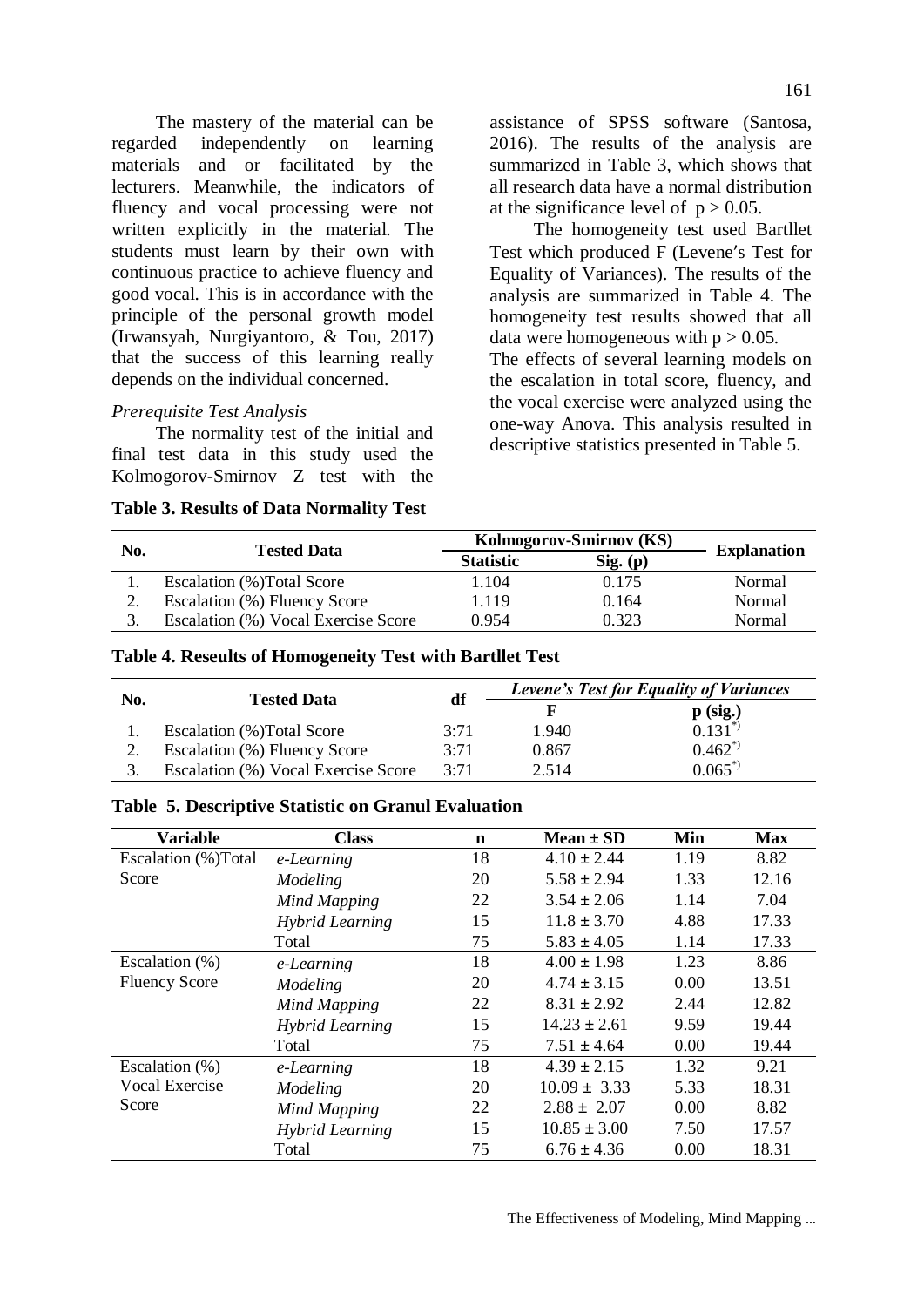The mastery of the material can be regarded independently on learning materials and or facilitated by the lecturers. Meanwhile, the indicators of fluency and vocal processing were not written explicitly in the material. The students must learn by their own with continuous practice to achieve fluency and good vocal. This is in accordance with the principle of the personal growth model (Irwansyah, Nurgiyantoro, & Tou, 2017) that the success of this learning really depends on the individual concerned.

*Prerequisite Test Analysis*

The normality test of the initial and final test data in this study used the Kolmogorov-Smirnov Z test with the assistance of SPSS software (Santosa, 2016). The results of the analysis are summarized in Table 3, which shows that all research data have a normal distribution at the significance level of $p > 0.05$.

The homogeneity test used Bartllet Test which produced F (Levene's Test for Equality of Variances). The results of the analysis are summarized in Table 4. The homogeneity test results showed that all data were homogeneous with $p > 0.05$.

The effects of several learning models on the escalation in total score, fluency, and the vocal exercise were analyzed using the one-way Anova. This analysis resulted in descriptive statistics presented in Table 5.

**Table 3. Results of Data Normality Test**

| No. | Tested Data | Kolmogorov-Smirnov (KS) | | Explanation |
|---|---|---|---|---|
| | | Statistic | Sig. (p) | |
| 1. | Escalation (%)Total Score | 1.104 | 0.175 | Normal |
| 2. | Escalation (%) Fluency Score | 1.119 | 0.164 | Normal |
| 3. | Escalation (%) Vocal Exercise Score | 0.954 | 0.323 | Normal |

**Table 4. Reseults of Homogeneity Test with Bartllet Test**

| No. | Tested Data | df | *Levene's Test for Equality of Variances* | |
|---|---|---|---|---|
| | | | F | p (sig.) |
| 1. | Escalation (%)Total Score | 3:71 | 1.940 | 0.131*) |
| 2. | Escalation (%) Fluency Score | 3:71 | 0.867 | 0.462*) |
| 3. | Escalation (%) Vocal Exercise Score | 3:71 | 2.514 | 0.065*) |

**Table 5. Descriptive Statistic on Granul Evaluation**

| Variable | Class | n | Mean ± SD | Min | Max |
|---|---|---|---|---|---|
| Escalation (%)Total Score | *e-Learning* | 18 | 4.10 ± 2.44 | 1.19 | 8.82 |
| | *Modeling* | 20 | 5.58 ± 2.94 | 1.33 | 12.16 |
| | *Mind Mapping* | 22 | 3.54 ± 2.06 | 1.14 | 7.04 |
| | *Hybrid Learning* | 15 | 11.8 ± 3.70 | 4.88 | 17.33 |
| | Total | 75 | 5.83 ± 4.05 | 1.14 | 17.33 |
| Escalation (%) Fluency Score | *e-Learning* | 18 | 4.00 ± 1.98 | 1.23 | 8.86 |
| | *Modeling* | 20 | 4.74 ± 3.15 | 0.00 | 13.51 |
| | *Mind Mapping* | 22 | 8.31 ± 2.92 | 2.44 | 12.82 |
| | *Hybrid Learning* | 15 | 14.23 ± 2.61 | 9.59 | 19.44 |
| | Total | 75 | 7.51 ± 4.64 | 0.00 | 19.44 |
| Escalation (%) Vocal Exercise Score | *e-Learning* | 18 | 4.39 ± 2.15 | 1.32 | 9.21 |
| | *Modeling* | 20 | 10.09 ± 3.33 | 5.33 | 18.31 |
| | *Mind Mapping* | 22 | 2.88 ± 2.07 | 0.00 | 8.82 |
| | *Hybrid Learning* | 15 | 10.85 ± 3.00 | 7.50 | 17.57 |
| | Total | 75 | 6.76 ± 4.36 | 0.00 | 18.31 |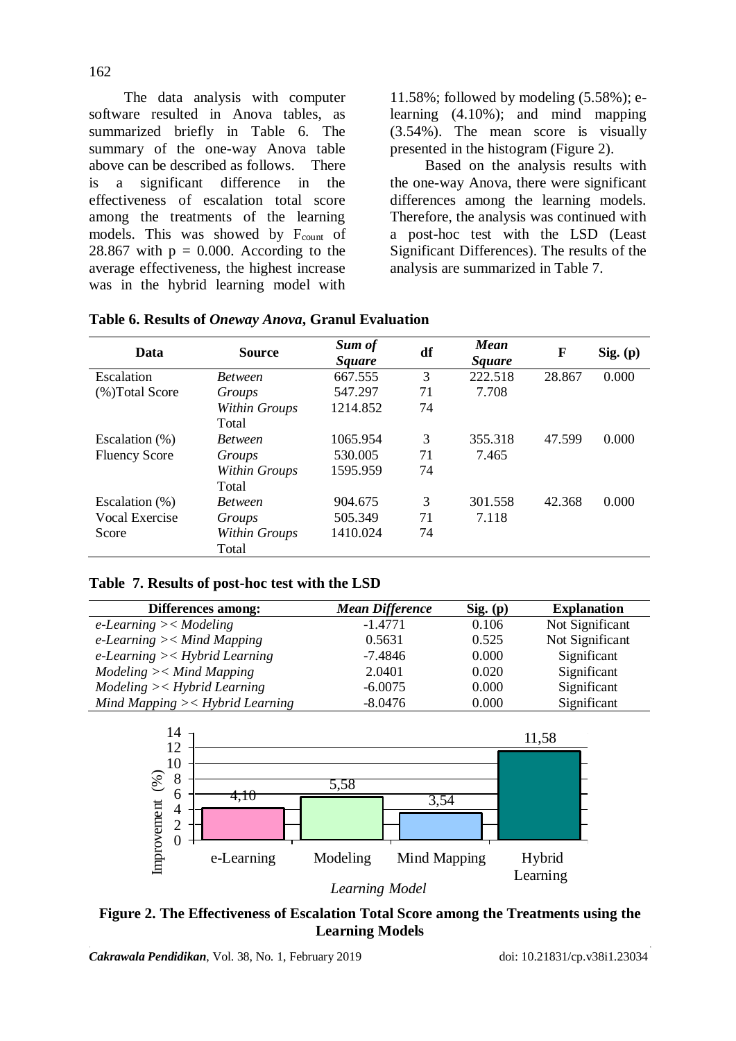The data analysis with computer software resulted in Anova tables, as summarized briefly in Table 6. The summary of the one-way Anova table above can be described as follows. There is a significant difference in the effectiveness of escalation total score among the treatments of the learning models. This was showed by $F_{count}$ of 28.867 with $p = 0.000$. According to the average effectiveness, the highest increase was in the hybrid learning model with 11.58%; followed by modeling (5.58%); e-learning (4.10%); and mind mapping (3.54%). The mean score is visually presented in the histogram (Figure 2).

Based on the analysis results with the one-way Anova, there were significant differences among the learning models. Therefore, the analysis was continued with a post-hoc test with the LSD (Least Significant Differences). The results of the analysis are summarized in Table 7.

**Table 6. Results of *Oneway Anova*, Granul Evaluation**

| Data | Source | *Sum of Square* | df | *Mean Square* | F | Sig. (p) |
|---|---|---|---|---|---|---|
| Escalation (%)Total Score | *Between Groups* | 667.555 | 3 | 222.518 | 28.867 | 0.000 |
| | *Within Groups* | 547.297 | 71 | 7.708 | | |
| | Total | 1214.852 | 74 | | | |
| Escalation (%) Fluency Score | *Between Groups* | 1065.954 | 3 | 355.318 | 47.599 | 0.000 |
| | *Within Groups* | 530.005 | 71 | 7.465 | | |
| | Total | 1595.959 | 74 | | | |
| Escalation (%) Vocal Exercise Score | *Between Groups* | 904.675 | 3 | 301.558 | 42.368 | 0.000 |
| | *Within Groups* | 505.349 | 71 | 7.118 | | |
| | Total | 1410.024 | 74 | | | |

**Table 7. Results of post-hoc test with the LSD**

| Differences among: | *Mean Difference* | Sig. (p) | Explanation |
|---|---|---|---|
| *e-Learning >< Modeling* | -1.4771 | 0.106 | Not Significant |
| *e-Learning >< Mind Mapping* | 0.5631 | 0.525 | Not Significant |
| *e-Learning >< Hybrid Learning* | -7.4846 | 0.000 | Significant |
| *Modeling >< Mind Mapping* | 2.0401 | 0.020 | Significant |
| *Modeling >< Hybrid Learning* | -6.0075 | 0.000 | Significant |
| *Mind Mapping >< Hybrid Learning* | -8.0476 | 0.000 | Significant |

**Figure 2. The Effectiveness of Escalation Total Score among the Treatments using the Learning Models**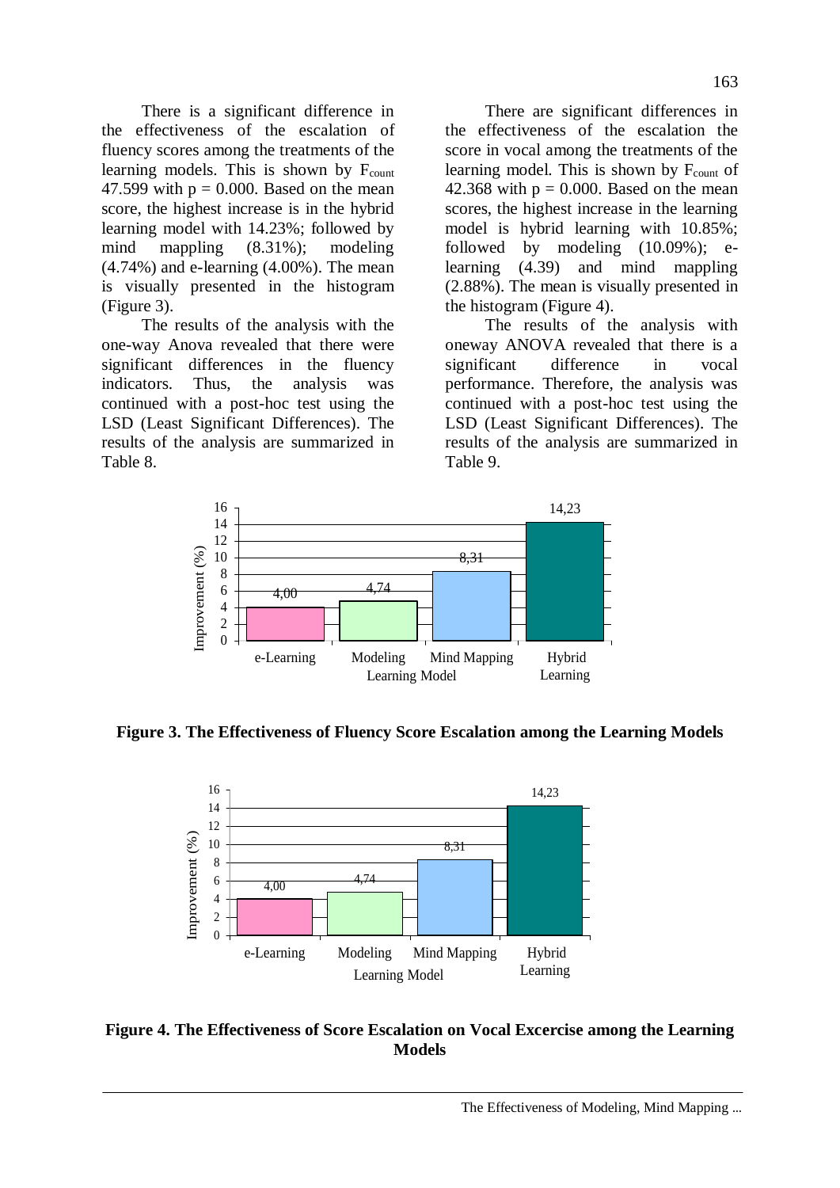There is a significant difference in the effectiveness of the escalation of fluency scores among the treatments of the learning models. This is shown by $F_{count}$ 47.599 with $p = 0.000$. Based on the mean score, the highest increase is in the hybrid learning model with 14.23%; followed by mind mappling (8.31%); modeling (4.74%) and e-learning (4.00%). The mean is visually presented in the histogram (Figure 3).

The results of the analysis with the one-way Anova revealed that there were significant differences in the fluency indicators. Thus, the analysis was continued with a post-hoc test using the LSD (Least Significant Differences). The results of the analysis are summarized in Table 8.

There are significant differences in the effectiveness of the escalation the score in vocal among the treatments of the learning model. This is shown by $F_{count}$ of 42.368 with $p = 0.000$. Based on the mean scores, the highest increase in the learning model is hybrid learning with 10.85%; followed by modeling (10.09%); e-learning (4.39) and mind mappling (2.88%). The mean is visually presented in the histogram (Figure 4).

The results of the analysis with oneway ANOVA revealed that there is a significant difference in vocal performance. Therefore, the analysis was continued with a post-hoc test using the LSD (Least Significant Differences). The results of the analysis are summarized in Table 9.

| Learning Model | Improvement (%) |
|---|---|
| e-Learning | 4,00 |
| Modeling | 4,74 |
| Mind Mapping | 8,31 |
| Hybrid Learning | 14,23 |

**Figure 3. The Effectiveness of Fluency Score Escalation among the Learning Models**

| Learning Model | Improvement (%) |
|---|---|
| e-Learning | 4,00 |
| Modeling | 4,74 |
| Mind Mapping | 8,31 |
| Hybrid Learning | 14,23 |

**Figure 4. The Effectiveness of Score Escalation on Vocal Excercise among the Learning Models**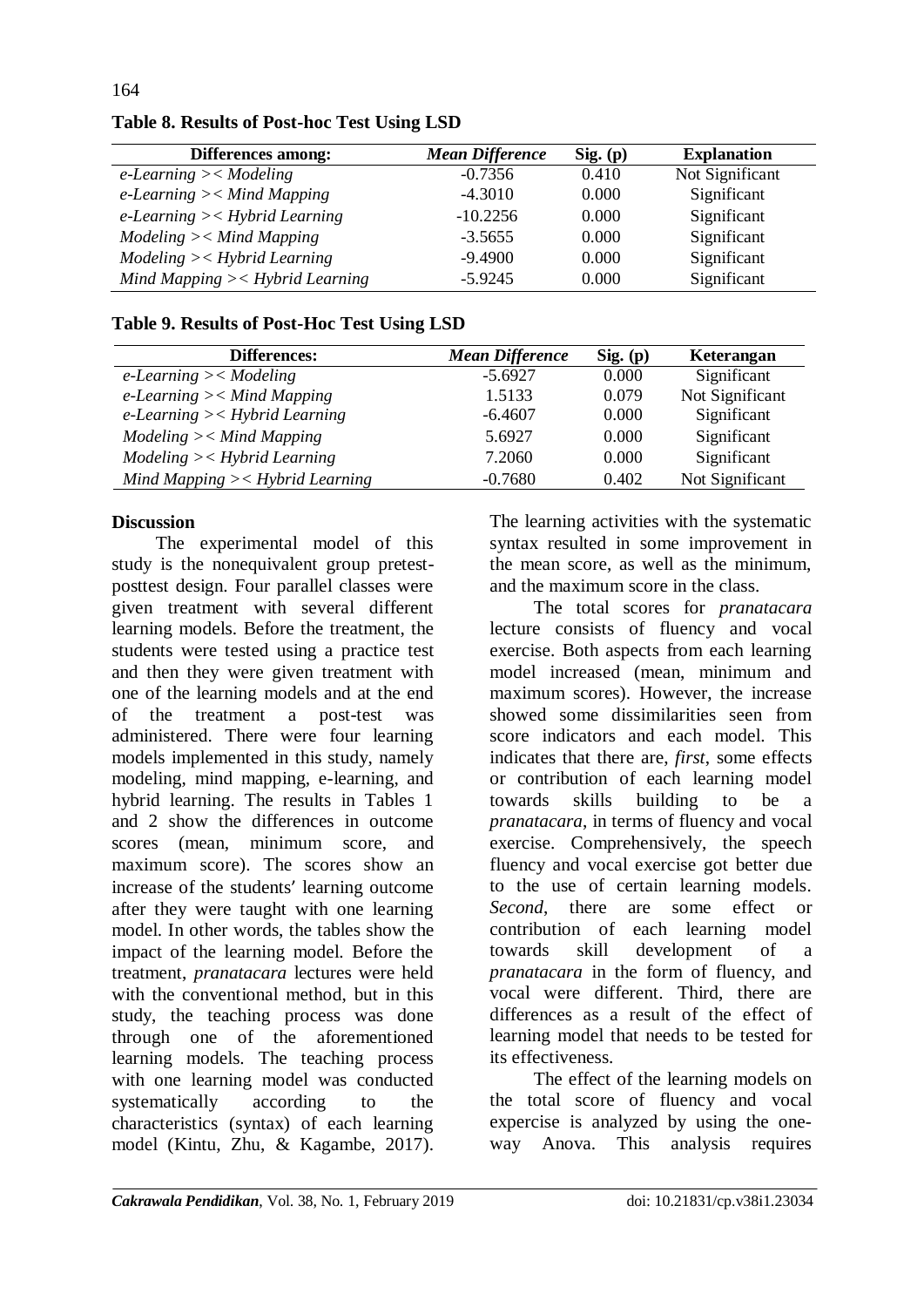**Table 8. Results of Post-hoc Test Using LSD**

| Differences among: | *Mean Difference* | Sig. (p) | Explanation |
|---|---|---|---|
| *e-Learning >< Modeling* | -0.7356 | 0.410 | Not Significant |
| *e-Learning >< Mind Mapping* | -4.3010 | 0.000 | Significant |
| *e-Learning >< Hybrid Learning* | -10.2256 | 0.000 | Significant |
| *Modeling >< Mind Mapping* | -3.5655 | 0.000 | Significant |
| *Modeling >< Hybrid Learning* | -9.4900 | 0.000 | Significant |
| *Mind Mapping >< Hybrid Learning* | -5.9245 | 0.000 | Significant |

**Table 9. Results of Post-Hoc Test Using LSD**

| Differences: | *Mean Difference* | Sig. (p) | Keterangan |
|---|---|---|---|
| *e-Learning >< Modeling* | -5.6927 | 0.000 | Significant |
| *e-Learning >< Mind Mapping* | 1.5133 | 0.079 | Not Significant |
| *e-Learning >< Hybrid Learning* | -6.4607 | 0.000 | Significant |
| *Modeling >< Mind Mapping* | 5.6927 | 0.000 | Significant |
| *Modeling >< Hybrid Learning* | 7.2060 | 0.000 | Significant |
| *Mind Mapping >< Hybrid Learning* | -0.7680 | 0.402 | Not Significant |

**Discussion**

The experimental model of this study is the nonequivalent group pretest-posttest design. Four parallel classes were given treatment with several different learning models. Before the treatment, the students were tested using a practice test and then they were given treatment with one of the learning models and at the end of the treatment a post-test was administered. There were four learning models implemented in this study, namely modeling, mind mapping, e-learning, and hybrid learning. The results in Tables 1 and 2 show the differences in outcome scores (mean, minimum score, and maximum score). The scores show an increase of the students' learning outcome after they were taught with one learning model. In other words, the tables show the impact of the learning model. Before the treatment, *pranatacara* lectures were held with the conventional method, but in this study, the teaching process was done through one of the aforementioned learning models. The teaching process with one learning model was conducted systematically according to the characteristics (syntax) of each learning model (Kintu, Zhu, & Kagambe, 2017). The learning activities with the systematic syntax resulted in some improvement in the mean score, as well as the minimum, and the maximum score in the class.

The total scores for *pranatacara* lecture consists of fluency and vocal exercise. Both aspects from each learning model increased (mean, minimum and maximum scores). However, the increase showed some dissimilarities seen from score indicators and each model. This indicates that there are, *first*, some effects or contribution of each learning model towards skills building to be a *pranatacara*, in terms of fluency and vocal exercise. Comprehensively, the speech fluency and vocal exercise got better due to the use of certain learning models. *Second*, there are some effect or contribution of each learning model towards skill development of a *pranatacara* in the form of fluency, and vocal were different. Third, there are differences as a result of the effect of learning model that needs to be tested for its effectiveness.

The effect of the learning models on the total score of fluency and vocal expercise is analyzed by using the one-way Anova. This analysis requires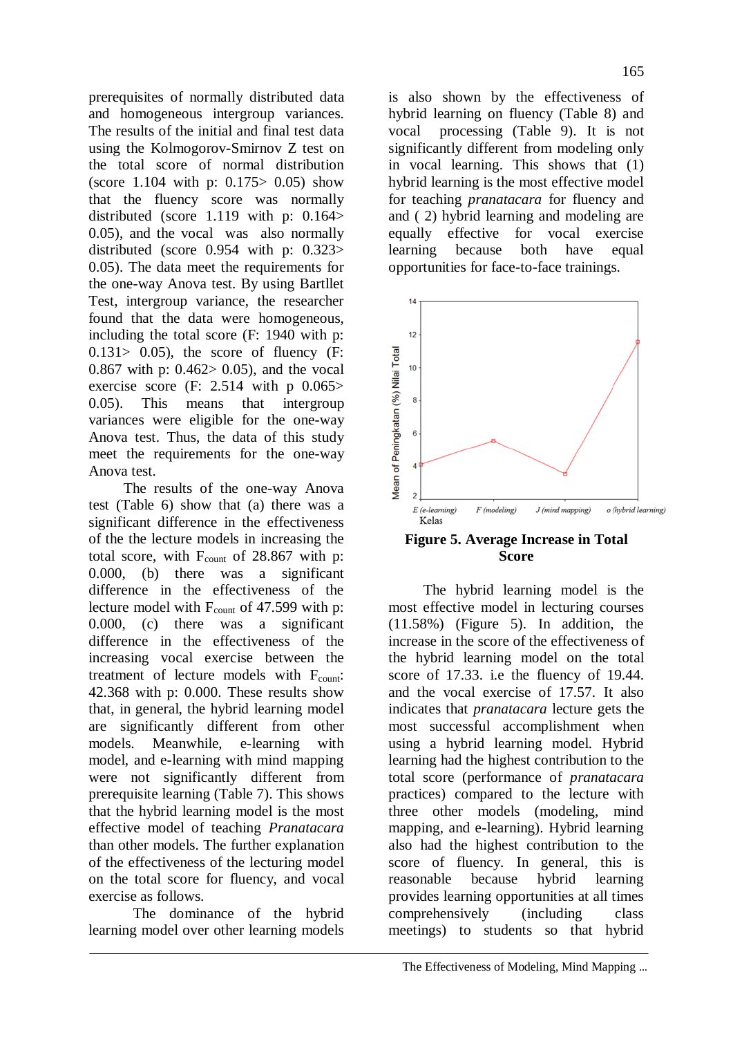prerequisites of normally distributed data and homogeneous intergroup variances. The results of the initial and final test data using the Kolmogorov-Smirnov Z test on the total score of normal distribution (score 1.104 with p: 0.175> 0.05) show that the fluency score was normally distributed (score 1.119 with p: 0.164> 0.05), and the vocal was also normally distributed (score 0.954 with p: 0.323> 0.05). The data meet the requirements for the one-way Anova test. By using Bartllet Test, intergroup variance, the researcher found that the data were homogeneous, including the total score (F: 1940 with p: 0.131> 0.05), the score of fluency (F: 0.867 with p: 0.462> 0.05), and the vocal exercise score (F: 2.514 with p 0.065> 0.05). This means that intergroup variances were eligible for the one-way Anova test. Thus, the data of this study meet the requirements for the one-way Anova test.

The results of the one-way Anova test (Table 6) show that (a) there was a significant difference in the effectiveness of the the lecture models in increasing the total score, with $F_{count}$ of 28.867 with p: 0.000, (b) there was a significant difference in the effectiveness of the lecture model with $F_{count}$ of 47.599 with p: 0.000, (c) there was a significant difference in the effectiveness of the increasing vocal exercise between the treatment of lecture models with $F_{count}$: 42.368 with p: 0.000. These results show that, in general, the hybrid learning model are significantly different from other models. Meanwhile, e-learning with model, and e-learning with mind mapping were not significantly different from prerequisite learning (Table 7). This shows that the hybrid learning model is the most effective model of teaching *Pranatacara* than other models. The further explanation of the effectiveness of the lecturing model on the total score for fluency, and vocal exercise as follows.

The dominance of the hybrid learning model over other learning models is also shown by the effectiveness of hybrid learning on fluency (Table 8) and vocal processing (Table 9). It is not significantly different from modeling only in vocal learning. This shows that (1) hybrid learning is the most effective model for teaching *pranatacara* for fluency and and ( 2) hybrid learning and modeling are equally effective for vocal exercise learning because both have equal opportunities for face-to-face trainings.

**Figure 5. Average Increase in Total Score**

The hybrid learning model is the most effective model in lecturing courses (11.58%) (Figure 5). In addition, the increase in the score of the effectiveness of the hybrid learning model on the total score of 17.33. i.e the fluency of 19.44. and the vocal exercise of 17.57. It also indicates that *pranatacara* lecture gets the most successful accomplishment when using a hybrid learning model. Hybrid learning had the highest contribution to the total score (performance of *pranatacara* practices) compared to the lecture with three other models (modeling, mind mapping, and e-learning). Hybrid learning also had the highest contribution to the score of fluency. In general, this is reasonable because hybrid learning provides learning opportunities at all times comprehensively (including class meetings) to students so that hybrid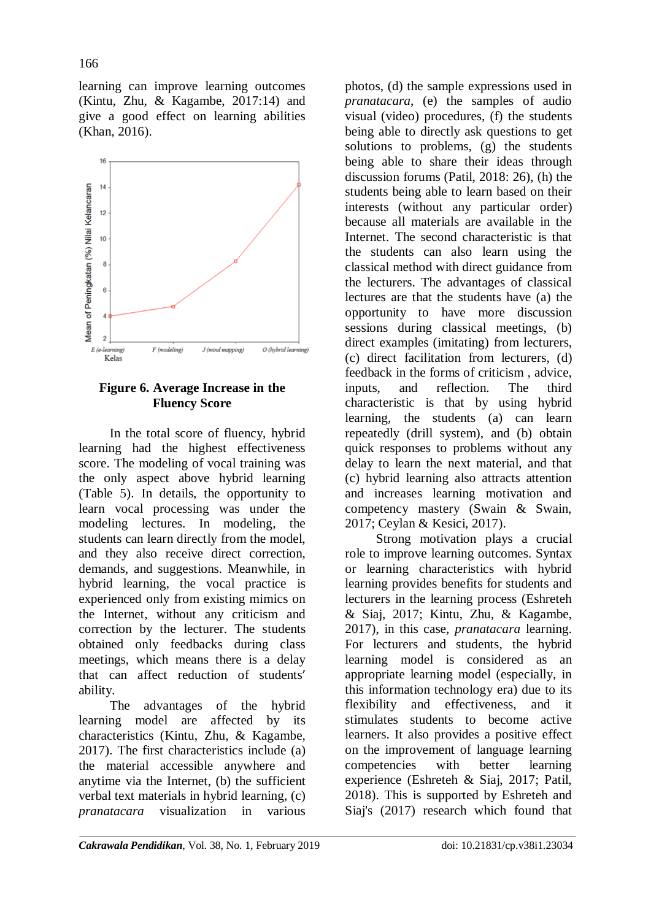learning can improve learning outcomes (Kintu, Zhu, & Kagambe, 2017:14) and give a good effect on learning abilities (Khan, 2016).

**Figure 6. Average Increase in the Fluency Score**

In the total score of fluency, hybrid learning had the highest effectiveness score. The modeling of vocal training was the only aspect above hybrid learning (Table 5). In details, the opportunity to learn vocal processing was under the modeling lectures. In modeling, the students can learn directly from the model, and they also receive direct correction, demands, and suggestions. Meanwhile, in hybrid learning, the vocal practice is experienced only from existing mimics on the Internet, without any criticism and correction by the lecturer. The students obtained only feedbacks during class meetings, which means there is a delay that can affect reduction of students' ability.

The advantages of the hybrid learning model are affected by its characteristics (Kintu, Zhu, & Kagambe, 2017). The first characteristics include (a) the material accessible anywhere and anytime via the Internet, (b) the sufficient verbal text materials in hybrid learning, (c) *pranatacara* visualization in various photos, (d) the sample expressions used in *pranatacara*, (e) the samples of audio visual (video) procedures, (f) the students being able to directly ask questions to get solutions to problems, (g) the students being able to share their ideas through discussion forums (Patil, 2018: 26), (h) the students being able to learn based on their interests (without any particular order) because all materials are available in the Internet. The second characteristic is that the students can also learn using the classical method with direct guidance from the lecturers. The advantages of classical lectures are that the students have (a) the opportunity to have more discussion sessions during classical meetings, (b) direct examples (imitating) from lecturers, (c) direct facilitation from lecturers, (d) feedback in the forms of criticism , advice, inputs, and reflection. The third characteristic is that by using hybrid learning, the students (a) can learn repeatedly (drill system), and (b) obtain quick responses to problems without any delay to learn the next material, and that (c) hybrid learning also attracts attention and increases learning motivation and competency mastery (Swain & Swain, 2017; Ceylan & Kesici, 2017).

Strong motivation plays a crucial role to improve learning outcomes. Syntax or learning characteristics with hybrid learning provides benefits for students and lecturers in the learning process (Eshreteh & Siaj, 2017; Kintu, Zhu, & Kagambe, 2017), in this case, *pranatacara* learning. For lecturers and students, the hybrid learning model is considered as an appropriate learning model (especially, in this information technology era) due to its flexibility and effectiveness, and it stimulates students to become active learners. It also provides a positive effect on the improvement of language learning competencies with better learning experience (Eshreteh & Siaj, 2017; Patil, 2018). This is supported by Eshreteh and Siaj's (2017) research which found that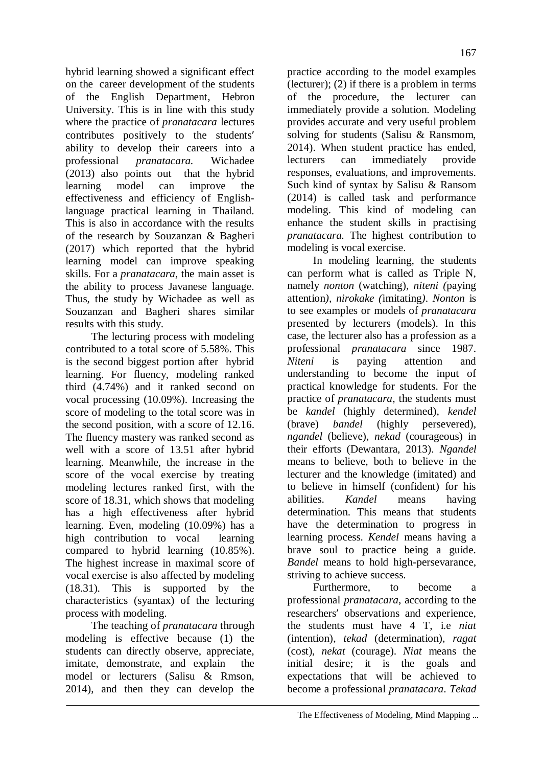hybrid learning showed a significant effect on the career development of the students of the English Department, Hebron University. This is in line with this study where the practice of *pranatacara* lectures contributes positively to the students' ability to develop their careers into a professional *pranatacara.* Wichadee (2013) also points out that the hybrid learning model can improve the effectiveness and efficiency of English-language practical learning in Thailand. This is also in accordance with the results of the research by Souzanzan & Bagheri (2017) which reported that the hybrid learning model can improve speaking skills. For a *pranatacara*, the main asset is the ability to process Javanese language. Thus, the study by Wichadee as well as Souzanzan and Bagheri shares similar results with this study.

The lecturing process with modeling contributed to a total score of 5.58%. This is the second biggest portion after hybrid learning. For fluency, modeling ranked third (4.74%) and it ranked second on vocal processing (10.09%). Increasing the score of modeling to the total score was in the second position, with a score of 12.16. The fluency mastery was ranked second as well with a score of 13.51 after hybrid learning. Meanwhile, the increase in the score of the vocal exercise by treating modeling lectures ranked first, with the score of 18.31, which shows that modeling has a high effectiveness after hybrid learning. Even, modeling (10.09%) has a high contribution to vocal learning compared to hybrid learning (10.85%). The highest increase in maximal score of vocal exercise is also affected by modeling (18.31). This is supported by the characteristics (syantax) of the lecturing process with modeling.

The teaching of *pranatacara* through modeling is effective because (1) the students can directly observe, appreciate, imitate, demonstrate, and explain the model or lecturers (Salisu & Rmson, 2014), and then they can develop the practice according to the model examples (lecturer); (2) if there is a problem in terms of the procedure, the lecturer can immediately provide a solution. Modeling provides accurate and very useful problem solving for students (Salisu & Ransmom, 2014). When student practice has ended, lecturers can immediately provide responses, evaluations, and improvements. Such kind of syntax by Salisu & Ransom (2014) is called task and performance modeling. This kind of modeling can enhance the student skills in practising *pranatacara.* The highest contribution to modeling is vocal exercise.

In modeling learning, the students can perform what is called as Triple N, namely *nonton* (watching), *niteni (*paying attention*)*, *nirokake (*imitating*)*. *Nonton* is to see examples or models of *pranatacara* presented by lecturers (models). In this case, the lecturer also has a profession as a professional *pranatacara* since 1987. *Niteni* is paying attention and understanding to become the input of practical knowledge for students. For the practice of *pranatacara*, the students must be *kandel* (highly determined), *kendel* (brave) *bandel* (highly persevered), *ngandel* (believe), *nekad* (courageous) in their efforts (Dewantara, 2013). *Ngandel* means to believe, both to believe in the lecturer and the knowledge (imitated) and to believe in himself (confident) for his abilities. *Kandel* means having determination. This means that students have the determination to progress in learning process. *Kendel* means having a brave soul to practice being a guide. *Bandel* means to hold high-persevarance, striving to achieve success.

Furthermore, to become a professional *pranatacara*, according to the researchers' observations and experience, the students must have 4 T, i.e *niat* (intention), *tekad* (determination), *ragat* (cost), *nekat* (courage). *Niat* means the initial desire; it is the goals and expectations that will be achieved to become a professional *pranatacara*. *Tekad*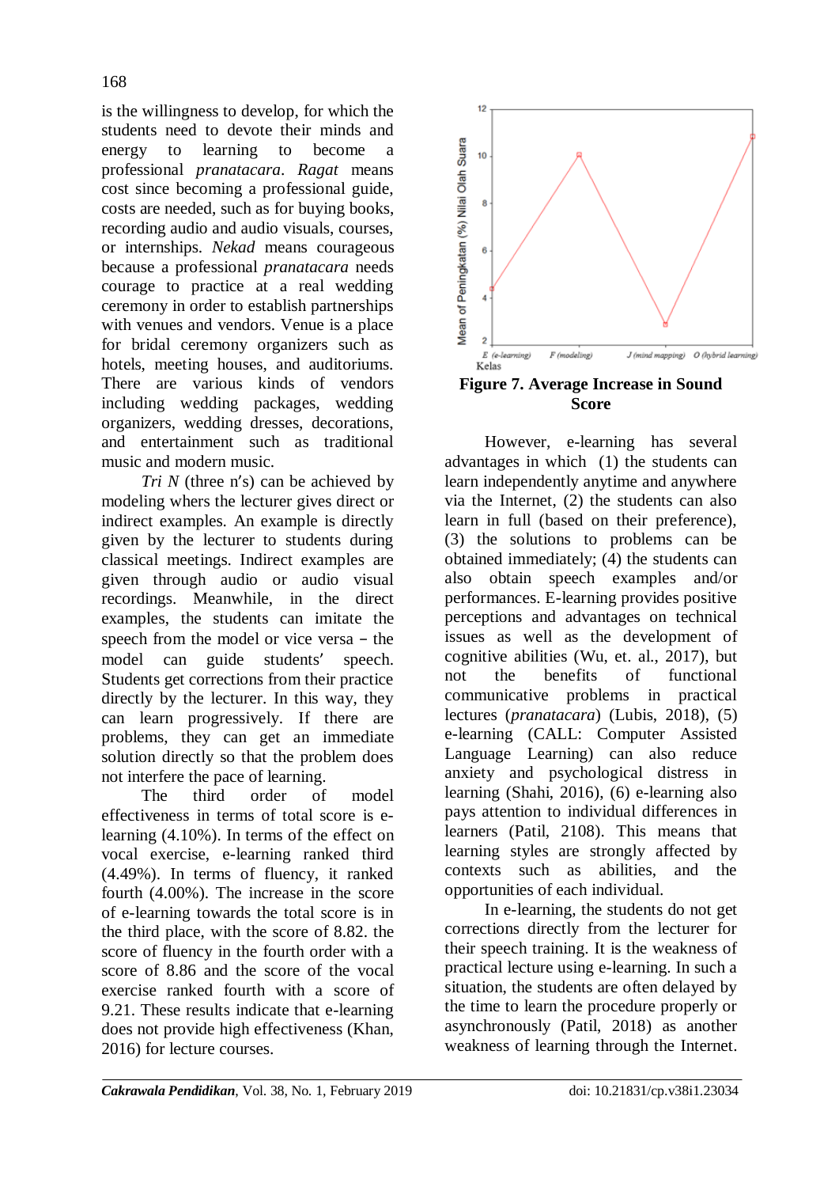is the willingness to develop, for which the students need to devote their minds and energy to learning to become a professional *pranatacara*. *Ragat* means cost since becoming a professional guide, costs are needed, such as for buying books, recording audio and audio visuals, courses, or internships. *Nekad* means courageous because a professional *pranatacara* needs courage to practice at a real wedding ceremony in order to establish partnerships with venues and vendors. Venue is a place for bridal ceremony organizers such as hotels, meeting houses, and auditoriums. There are various kinds of vendors including wedding packages, wedding organizers, wedding dresses, decorations, and entertainment such as traditional music and modern music.

*Tri N* (three n's) can be achieved by modeling whers the lecturer gives direct or indirect examples. An example is directly given by the lecturer to students during classical meetings. Indirect examples are given through audio or audio visual recordings. Meanwhile, in the direct examples, the students can imitate the speech from the model or vice versa – the model can guide students' speech. Students get corrections from their practice directly by the lecturer. In this way, they can learn progressively. If there are problems, they can get an immediate solution directly so that the problem does not interfere the pace of learning.

The third order of model effectiveness in terms of total score is e-learning (4.10%). In terms of the effect on vocal exercise, e-learning ranked third (4.49%). In terms of fluency, it ranked fourth (4.00%). The increase in the score of e-learning towards the total score is in the third place, with the score of 8.82. the score of fluency in the fourth order with a score of 8.86 and the score of the vocal exercise ranked fourth with a score of 9.21. These results indicate that e-learning does not provide high effectiveness (Khan, 2016) for lecture courses.

**Figure 7. Average Increase in Sound Score**

However, e-learning has several advantages in which (1) the students can learn independently anytime and anywhere via the Internet, (2) the students can also learn in full (based on their preference), (3) the solutions to problems can be obtained immediately; (4) the students can also obtain speech examples and/or performances. E-learning provides positive perceptions and advantages on technical issues as well as the development of cognitive abilities (Wu, et. al., 2017), but not the benefits of functional communicative problems in practical lectures (*pranatacara*) (Lubis, 2018), (5) e-learning (CALL: Computer Assisted Language Learning) can also reduce anxiety and psychological distress in learning (Shahi, 2016), (6) e-learning also pays attention to individual differences in learners (Patil, 2108). This means that learning styles are strongly affected by contexts such as abilities, and the opportunities of each individual.

In e-learning, the students do not get corrections directly from the lecturer for their speech training. It is the weakness of practical lecture using e-learning. In such a situation, the students are often delayed by the time to learn the procedure properly or asynchronously (Patil, 2018) as another weakness of learning through the Internet.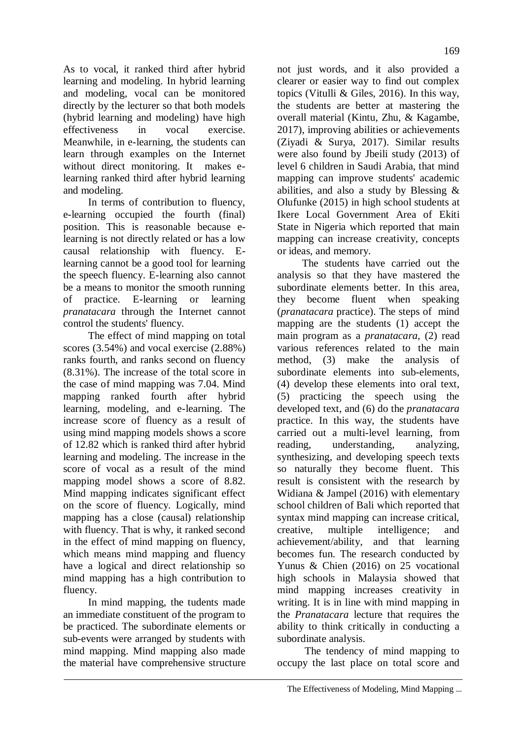As to vocal, it ranked third after hybrid learning and modeling. In hybrid learning and modeling, vocal can be monitored directly by the lecturer so that both models (hybrid learning and modeling) have high effectiveness in vocal exercise. Meanwhile, in e-learning, the students can learn through examples on the Internet without direct monitoring. It makes e-learning ranked third after hybrid learning and modeling.

In terms of contribution to fluency, e-learning occupied the fourth (final) position. This is reasonable because e-learning is not directly related or has a low causal relationship with fluency. E-learning cannot be a good tool for learning the speech fluency. E-learning also cannot be a means to monitor the smooth running of practice. E-learning or learning *pranatacara* through the Internet cannot control the students' fluency.

The effect of mind mapping on total scores (3.54%) and vocal exercise (2.88%) ranks fourth, and ranks second on fluency (8.31%). The increase of the total score in the case of mind mapping was 7.04. Mind mapping ranked fourth after hybrid learning, modeling, and e-learning. The increase score of fluency as a result of using mind mapping models shows a score of 12.82 which is ranked third after hybrid learning and modeling. The increase in the score of vocal as a result of the mind mapping model shows a score of 8.82. Mind mapping indicates significant effect on the score of fluency. Logically, mind mapping has a close (causal) relationship with fluency. That is why, it ranked second in the effect of mind mapping on fluency, which means mind mapping and fluency have a logical and direct relationship so mind mapping has a high contribution to fluency.

In mind mapping, the tudents made an immediate constituent of the program to be practiced. The subordinate elements or sub-events were arranged by students with mind mapping. Mind mapping also made the material have comprehensive structure not just words, and it also provided a clearer or easier way to find out complex topics (Vitulli & Giles, 2016). In this way, the students are better at mastering the overall material (Kintu, Zhu, & Kagambe, 2017), improving abilities or achievements (Ziyadi & Surya, 2017). Similar results were also found by Jbeili study (2013) of level 6 children in Saudi Arabia, that mind mapping can improve students' academic abilities, and also a study by Blessing & Olufunke (2015) in high school students at Ikere Local Government Area of Ekiti State in Nigeria which reported that main mapping can increase creativity, concepts or ideas, and memory.

The students have carried out the analysis so that they have mastered the subordinate elements better. In this area, they become fluent when speaking (*pranatacara* practice). The steps of mind mapping are the students (1) accept the main program as a *pranatacara*, (2) read various references related to the main method, (3) make the analysis of subordinate elements into sub-elements, (4) develop these elements into oral text, (5) practicing the speech using the developed text, and (6) do the *pranatacara* practice. In this way, the students have carried out a multi-level learning, from reading, understanding, analyzing, synthesizing, and developing speech texts so naturally they become fluent. This result is consistent with the research by Widiana & Jampel (2016) with elementary school children of Bali which reported that syntax mind mapping can increase critical, creative, multiple intelligence; and achievement/ability, and that learning becomes fun. The research conducted by Yunus & Chien (2016) on 25 vocational high schools in Malaysia showed that mind mapping increases creativity in writing. It is in line with mind mapping in the *Pranatacara* lecture that requires the ability to think critically in conducting a subordinate analysis.

The tendency of mind mapping to occupy the last place on total score and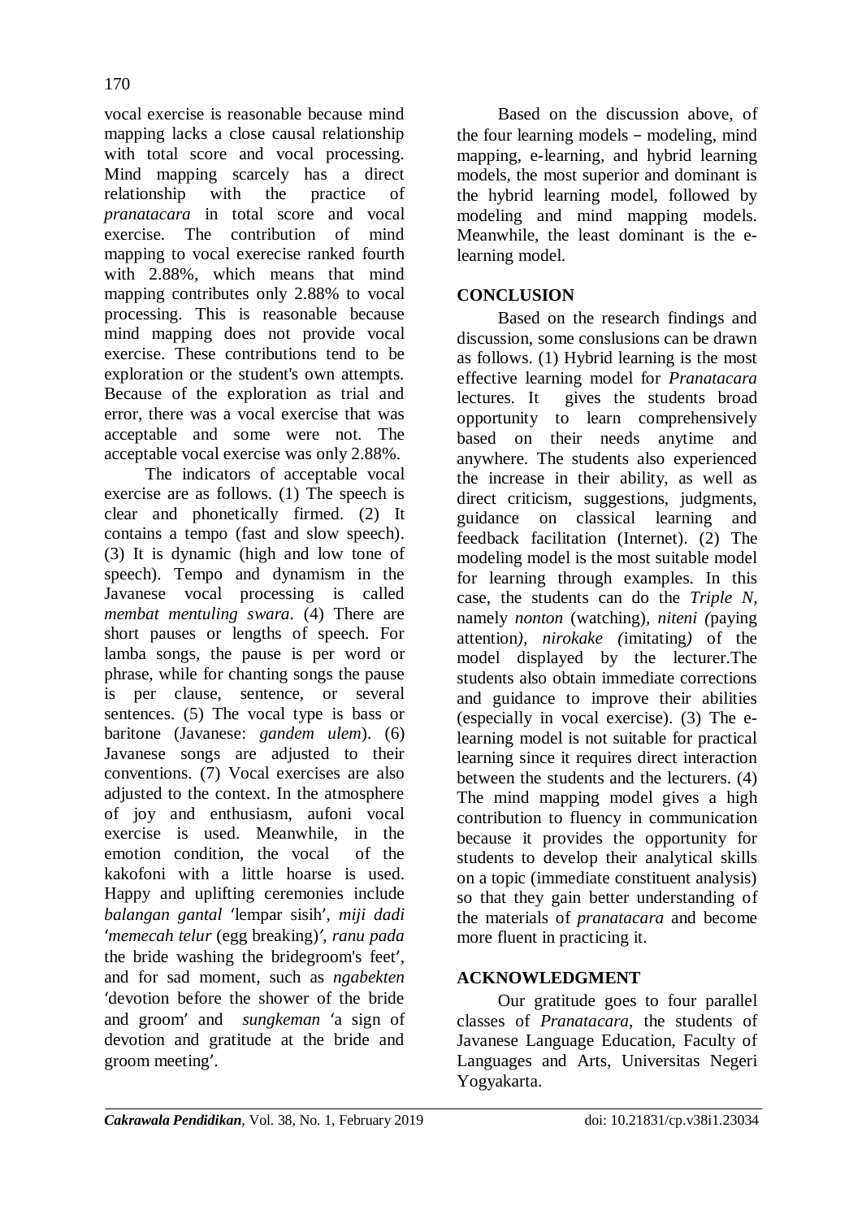vocal exercise is reasonable because mind mapping lacks a close causal relationship with total score and vocal processing. Mind mapping scarcely has a direct relationship with the practice of *pranatacara* in total score and vocal exercise. The contribution of mind mapping to vocal exerecise ranked fourth with 2.88%, which means that mind mapping contributes only 2.88% to vocal processing. This is reasonable because mind mapping does not provide vocal exercise. These contributions tend to be exploration or the student's own attempts. Because of the exploration as trial and error, there was a vocal exercise that was acceptable and some were not. The acceptable vocal exercise was only 2.88%.

The indicators of acceptable vocal exercise are as follows. (1) The speech is clear and phonetically firmed. (2) It contains a tempo (fast and slow speech). (3) It is dynamic (high and low tone of speech). Tempo and dynamism in the Javanese vocal processing is called *membat mentuling swara*. (4) There are short pauses or lengths of speech. For lamba songs, the pause is per word or phrase, while for chanting songs the pause is per clause, sentence, or several sentences. (5) The vocal type is bass or baritone (Javanese: *gandem ulem*). (6) Javanese songs are adjusted to their conventions. (7) Vocal exercises are also adjusted to the context. In the atmosphere of joy and enthusiasm, aufoni vocal exercise is used. Meanwhile, in the emotion condition, the vocal of the kakofoni with a little hoarse is used. Happy and uplifting ceremonies include *balangan gantal* 'lempar sisih', *miji dadi* '*memecah telur* (egg breaking)', *ranu pada* the bride washing the bridegroom's feet', and for sad moment, such as *ngabekten* 'devotion before the shower of the bride and groom' and *sungkeman* 'a sign of devotion and gratitude at the bride and groom meeting'.

Based on the discussion above, of the four learning models – modeling, mind mapping, e-learning, and hybrid learning models, the most superior and dominant is the hybrid learning model, followed by modeling and mind mapping models. Meanwhile, the least dominant is the e-learning model.

## CONCLUSION

Based on the research findings and discussion, some conslusions can be drawn as follows. (1) Hybrid learning is the most effective learning model for *Pranatacara* lectures. It gives the students broad opportunity to learn comprehensively based on their needs anytime and anywhere. The students also experienced the increase in their ability, as well as direct criticism, suggestions, judgments, guidance on classical learning and feedback facilitation (Internet). (2) The modeling model is the most suitable model for learning through examples. In this case, the students can do the *Triple N*, namely *nonton* (watching), *niteni (*paying attention*)*, *nirokake (*imitating*)* of the model displayed by the lecturer.The students also obtain immediate corrections and guidance to improve their abilities (especially in vocal exercise). (3) The e-learning model is not suitable for practical learning since it requires direct interaction between the students and the lecturers. (4) The mind mapping model gives a high contribution to fluency in communication because it provides the opportunity for students to develop their analytical skills on a topic (immediate constituent analysis) so that they gain better understanding of the materials of *pranatacara* and become more fluent in practicing it.

## ACKNOWLEDGMENT

Our gratitude goes to four parallel classes of *Pranatacara*, the students of Javanese Language Education, Faculty of Languages and Arts, Universitas Negeri Yogyakarta.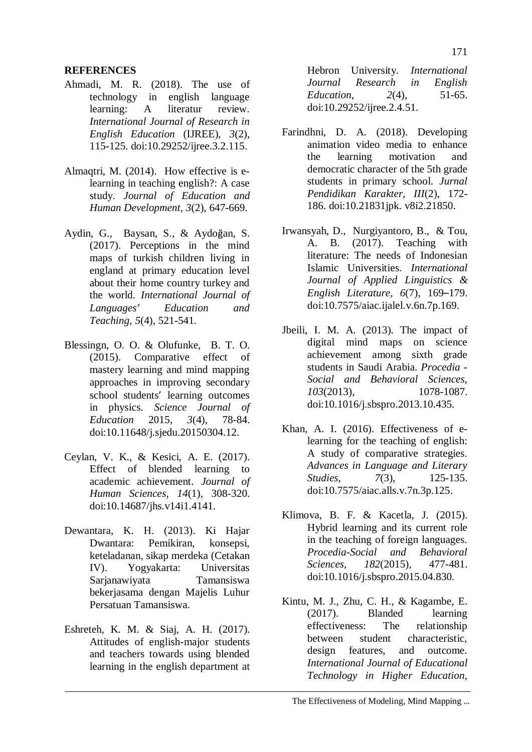## REFERENCES

Ahmadi, M. R. (2018). The use of technology in english language learning: A literatur review. *International Journal of Research in English Education* (IJREE), *3*(2), 115-125. doi:10.29252/ijree.3.2.115.

Almaqtri, M. (2014). How effective is e-learning in teaching english?: A case study. *Journal of Education and Human Development*, *3*(2), 647-669.

Aydin, G., Baysan, S., & Aydoğan, S. (2017). Perceptions in the mind maps of turkish children living in england at primary education level about their home country turkey and the world. *International Journal of Languages' Education and Teaching*, *5*(4), 521-541.

Blessingn, O. O. & Olufunke, B. T. O. (2015). Comparative effect of mastery learning and mind mapping approaches in improving secondary school students' learning outcomes in physics. *Science Journal of Education* 2015, *3*(4), 78-84. doi:10.11648/j.sjedu.20150304.12.

Ceylan, V. K., & Kesici, A. E. (2017). Effect of blended learning to academic achievement. *Journal of Human Sciences*, *14*(1), 308-320. doi:10.14687/jhs.v14i1.4141.

Dewantara, K. H. (2013). Ki Hajar Dwantara: Pemikiran, konsepsi, keteladanan, sikap merdeka (Cetakan IV). Yogyakarta: Universitas Sarjanawiyata Tamansiswa bekerjasama dengan Majelis Luhur Persatuan Tamansiswa.

Eshreteh, K. M. & Siaj, A. H. (2017). Attitudes of english-major students and teachers towards using blended learning in the english department at Hebron University. *International Journal Research in English Education*, *2*(4), 51-65. doi:10.29252/ijree.2.4.51.

Farindhni, D. A. (2018). Developing animation video media to enhance the learning motivation and democratic character of the 5th grade students in primary school. *Jurnal Pendidikan Karakter*, *III*(2), 172-186. doi:10.21831jpk. v8i2.21850.

Irwansyah, D., Nurgiyantoro, B., & Tou, A. B. (2017). Teaching with literature: The needs of Indonesian Islamic Universities. *International Journal of Applied Linguistics & English Literature*, *6*(7), 169–179. doi:10.7575/aiac.ijalel.v.6n.7p.169.

Jbeili, I. M. A. (2013). The impact of digital mind maps on science achievement among sixth grade students in Saudi Arabia. *Procedia - Social and Behavioral Sciences*, *103*(2013), 1078-1087. doi:10.1016/j.sbspro.2013.10.435.

Khan, A. I. (2016). Effectiveness of e-learning for the teaching of english: A study of comparative strategies. *Advances in Language and Literary Studies*, *7*(3), 125-135. doi:10.7575/aiac.alls.v.7n.3p.125.

Klimova, B. F. & Kacetla, J. (2015). Hybrid learning and its current role in the teaching of foreign languages. *Procedia-Social and Behavioral Sciences*, *182*(2015), 477-481. doi:10.1016/j.sbspro.2015.04.830.

Kintu, M. J., Zhu, C. H., & Kagambe, E. (2017). Blanded learning effectiveness: The relationship between student characteristic, design features, and outcome. *International Journal of Educational Technology in Higher Education*,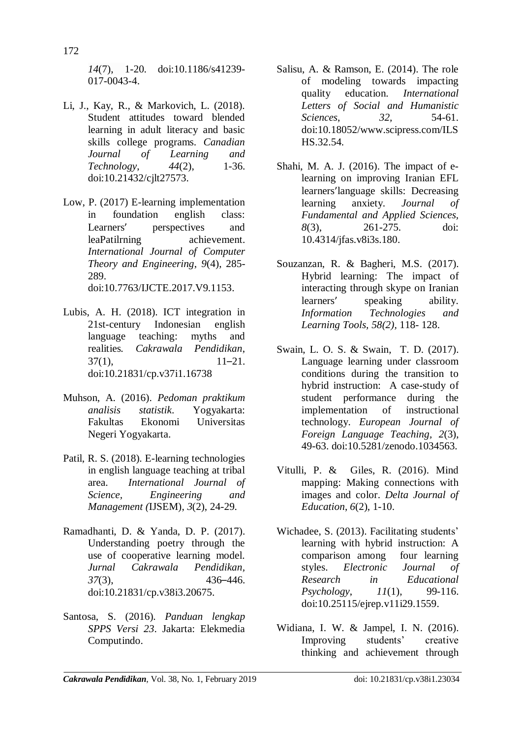*14*(7), 1-20. doi:10.1186/s41239-017-0043-4.

Li, J., Kay, R., & Markovich, L. (2018). Student attitudes toward blended learning in adult literacy and basic skills college programs. *Canadian Journal of Learning and Technology*, *44*(2), 1-36. doi:10.21432/cjlt27573.

Low, P. (2017) E-learning implementation in foundation english class: Learners' perspectives and leaPatilrning achievement. *International Journal of Computer Theory and Engineering*, *9*(4), 285-289. doi:10.7763/IJCTE.2017.V9.1153.

Lubis, A. H. (2018). ICT integration in 21st-century Indonesian english language teaching: myths and realities. *Cakrawala Pendidikan*, 37(1), 11–21. doi:10.21831/cp.v37i1.16738

Muhson, A. (2016). *Pedoman praktikum analisis statistik*. Yogyakarta: Fakultas Ekonomi Universitas Negeri Yogyakarta.

Patil, R. S. (2018). E-learning technologies in english language teaching at tribal area. *International Journal of Science, Engineering and Management (*IJSEM), *3*(2), 24-29.

Ramadhanti, D. & Yanda, D. P. (2017). Understanding poetry through the use of cooperative learning model. *Jurnal Cakrawala Pendidikan*, *37*(3), 436–446. doi:10.21831/cp.v38i3.20675.

Santosa, S. (2016). *Panduan lengkap SPPS Versi 23*. Jakarta: Elekmedia Computindo.

Salisu, A. & Ramson, E. (2014). The role of modeling towards impacting quality education. *International Letters of Social and Humanistic Sciences*, *32,* 54-61. doi:10.18052/www.scipress.com/ILSHS.32.54.

Shahi, M. A. J. (2016). The impact of e-learning on improving Iranian EFL learners'language skills: Decreasing learning anxiety. *Journal of Fundamental and Applied Sciences, 8*(3), 261-275. doi: 10.4314/jfas.v8i3s.180.

Souzanzan, R. & Bagheri, M.S. (2017). Hybrid learning: The impact of interacting through skype on Iranian learners' speaking ability. *Information Technologies and Learning Tools, 58(2),* 118- 128.

Swain, L. O. S. & Swain, T. D. (2017). Language learning under classroom conditions during the transition to hybrid instruction: A case-study of student performance during the implementation of instructional technology. *European Journal of Foreign Language Teaching, 2*(3), 49-63. doi:10.5281/zenodo.1034563.

Vitulli, P. & Giles, R. (2016). Mind mapping: Making connections with images and color. *Delta Journal of Education*, *6*(2), 1-10.

Wichadee, S. (2013). Facilitating students' learning with hybrid instruction: A comparison among four learning styles. *Electronic Journal of Research in Educational Psychology*, *11*(1), 99-116. doi:10.25115/ejrep.v11i29.1559.

Widiana, I. W. & Jampel, I. N. (2016). Improving students' creative thinking and achievement through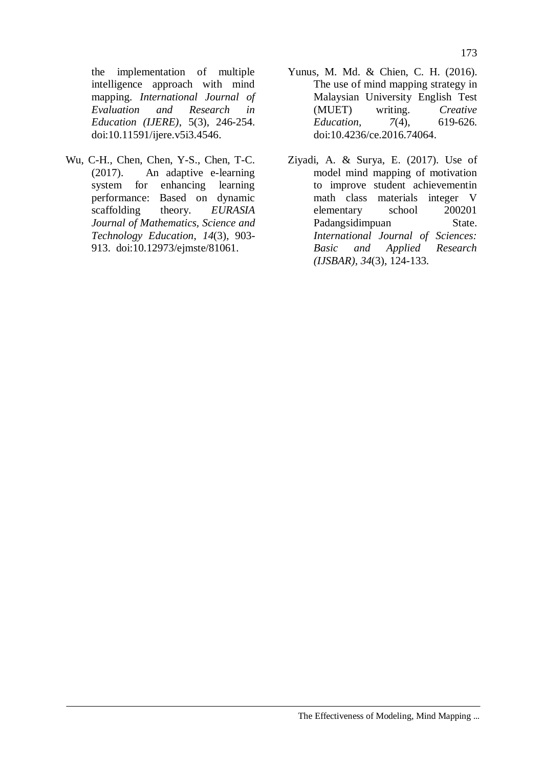the implementation of multiple intelligence approach with mind mapping. *International Journal of Evaluation and Research in Education (IJERE)*, 5(3), 246-254. doi:10.11591/ijere.v5i3.4546.

Wu, C-H., Chen, Chen, Y-S., Chen, T-C. (2017). An adaptive e-learning system for enhancing learning performance: Based on dynamic scaffolding theory. *EURASIA Journal of Mathematics, Science and Technology Education*, *14*(3), 903-913. doi:10.12973/ejmste/81061.

Yunus, M. Md. & Chien, C. H. (2016). The use of mind mapping strategy in Malaysian University English Test (MUET) writing. *Creative Education*, *7*(4), 619-626. doi:10.4236/ce.2016.74064.

Ziyadi, A. & Surya, E. (2017). Use of model mind mapping of motivation to improve student achievementin math class materials integer V elementary school 200201 Padangsidimpuan State. *International Journal of Sciences: Basic and Applied Research (IJSBAR)*, *34*(3), 124-133.